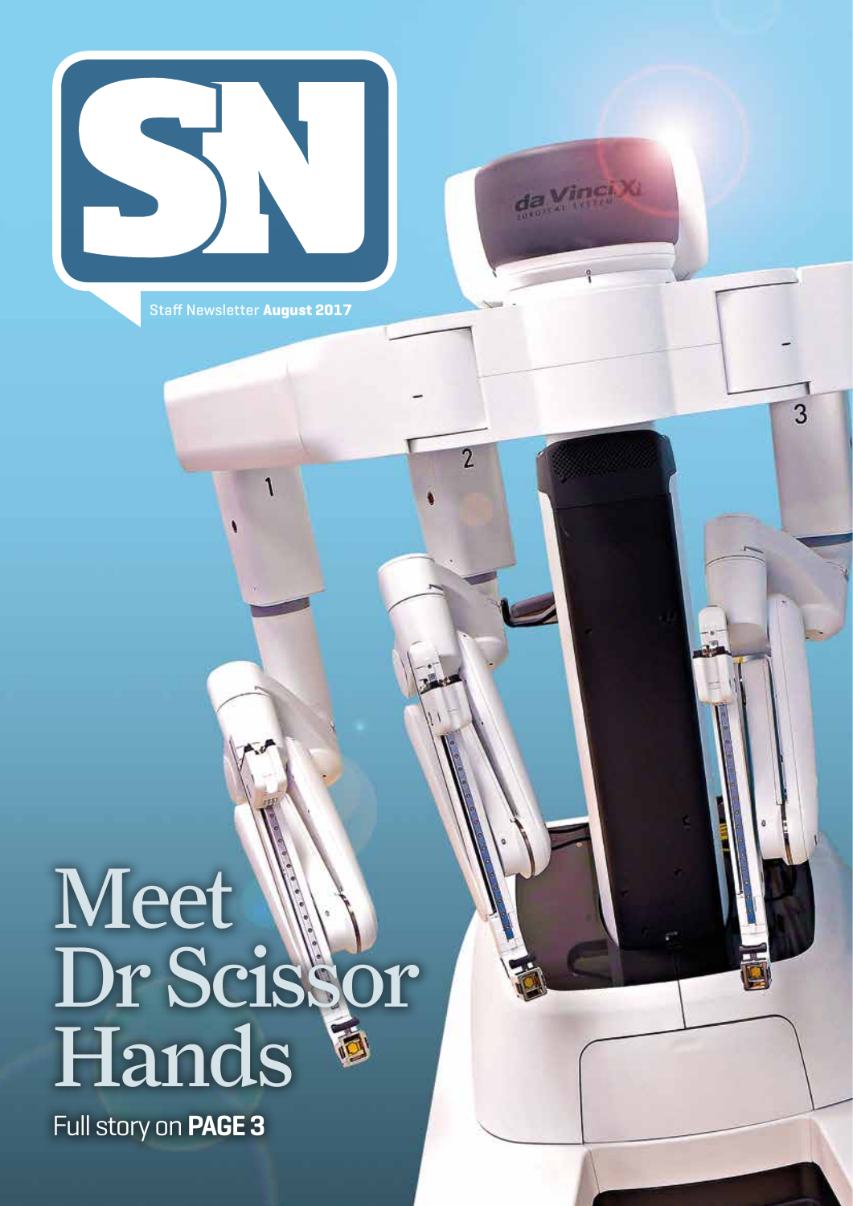# SN

Staff Newsletter **August 2017**

# Meet Dr Scissor Hands

Full story on **PAGE 3**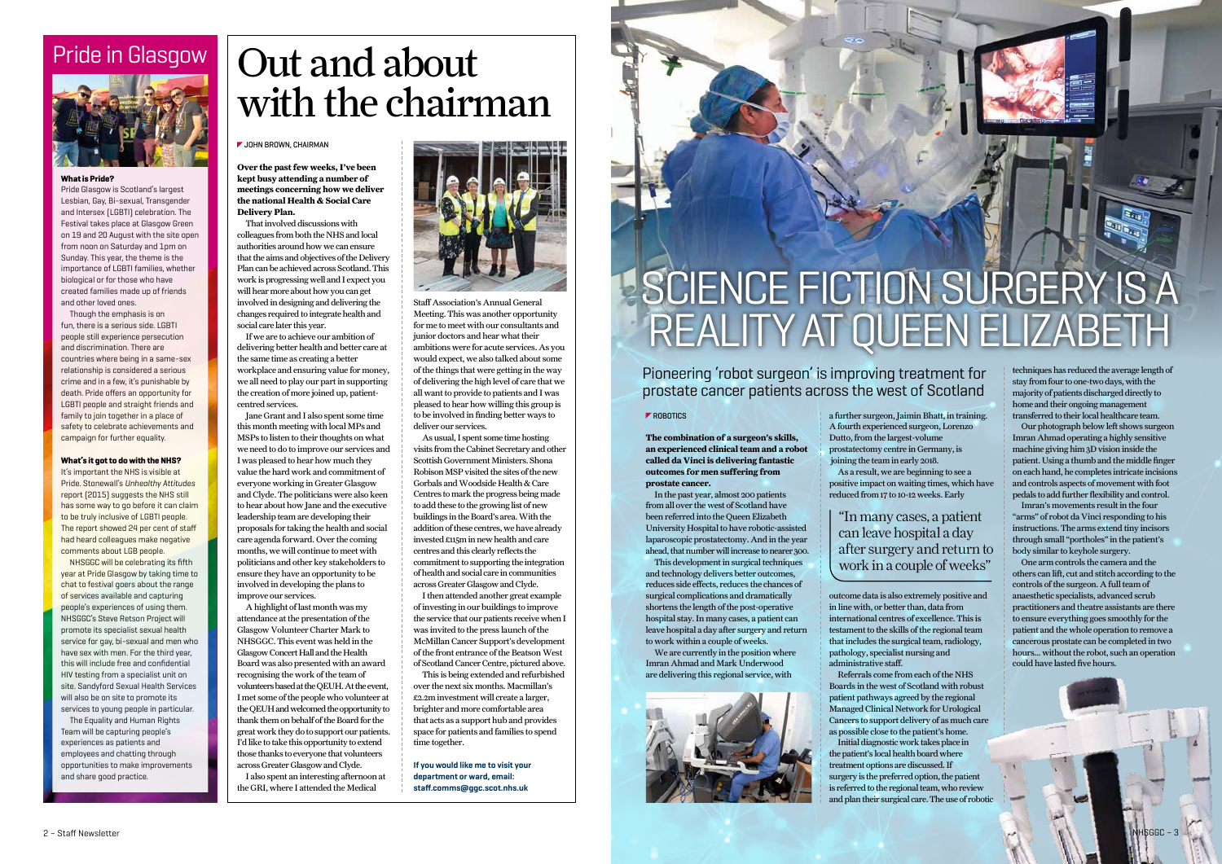## Pride in Glasgow

**What is Pride?**

Pride Glasgow is Scotland's largest Lesbian, Gay, Bi-sexual, Transgender and Intersex (LGBTI) celebration. The Festival takes place at Glasgow Green on 19 and 20 August with the site open from noon on Saturday and 1pm on Sunday. This year, the theme is the importance of LGBTI families, whether biological or for those who have created families made up of friends and other loved ones.

Though the emphasis is on fun, there is a serious side. LGBTI people still experience persecution and discrimination. There are countries where being in a same-sex relationship is considered a serious crime and in a few, it's punishable by death. Pride offers an opportunity for LGBTI people and straight friends and family to join together in a place of safety to celebrate achievements and campaign for further equality.

**What's it got to do with the NHS?**

It's important the NHS is visible at Pride. Stonewall's *Unhealthy Attitudes* report (2015) suggests the NHS still has some way to go before it can claim to be truly inclusive of LGBTI people. The report showed 24 per cent of staff had heard colleagues make negative comments about LGB people.

NHSGGC will be celebrating its fifth year at Pride Glasgow by taking time to chat to festival goers about the range of services available and capturing people's experiences of using them. NHSGGC's Steve Retson Project will promote its specialist sexual health service for gay, bi-sexual and men who have sex with men. For the third year, this will include free and confidential HIV testing from a specialist unit on site. Sandyford Sexual Health Services will also be on site to promote its services to young people in particular.

The Equality and Human Rights Team will be capturing people's experiences as patients and employees and chatting through opportunities to make improvements and share good practice.

# Out and about with the chairman

JOHN BROWN, CHAIRMAN

**Over the past few weeks, I've been kept busy attending a number of meetings concerning how we deliver the national Health & Social Care Delivery Plan.**

That involved discussions with colleagues from both the NHS and local authorities around how we can ensure that the aims and objectives of the Delivery Plan can be achieved across Scotland. This work is progressing well and I expect you will hear more about how you can get involved in designing and delivering the changes required to integrate health and social care later this year.

If we are to achieve our ambition of delivering better health and better care at the same time as creating a better workplace and ensuring value for money, we all need to play our part in supporting the creation of more joined up, patient-centred services.

Jane Grant and I also spent some time this month meeting with local MPs and MSPs to listen to their thoughts on what we need to do to improve our services and I was pleased to hear how much they value the hard work and commitment of everyone working in Greater Glasgow and Clyde. The politicians were also keen to hear about how Jane and the executive leadership team are developing their proposals for taking the health and social care agenda forward. Over the coming months, we will continue to meet with politicians and other key stakeholders to ensure they have an opportunity to be involved in developing the plans to improve our services.

A highlight of last month was my attendance at the presentation of the Glasgow Volunteer Charter Mark to NHSGGC. This event was held in the Glasgow Concert Hall and the Health Board was also presented with an award recognising the work of the team of volunteers based at the QEUH. At the event, I met some of the people who volunteer at the QEUH and welcomed the opportunity to thank them on behalf of the Board for the great work they do to support our patients. I'd like to take this opportunity to extend those thanks to everyone that volunteers across Greater Glasgow and Clyde.

I also spent an interesting afternoon at the GRI, where I attended the Medical Staff Association's Annual General Meeting. This was another opportunity for me to meet with our consultants and junior doctors and hear what their ambitions were for acute services. As you would expect, we also talked about some of the things that were getting in the way of delivering the high level of care that we all want to provide to patients and I was pleased to hear how willing this group is to be involved in finding better ways to deliver our services.

As usual, I spent some time hosting visits from the Cabinet Secretary and other Scottish Government Ministers. Shona Robison MSP visited the sites of the new Gorbals and Woodside Health & Care Centres to mark the progress being made to add these to the growing list of new buildings in the Board's area. With the addition of these centres, we have already invested £115m in new health and care centres and this clearly reflects the commitment to supporting the integration of health and social care in communities across Greater Glasgow and Clyde.

I then attended another great example of investing in our buildings to improve the service that our patients receive when I was invited to the press launch of the McMillan Cancer Support's development of the front entrance of the Beatson West of Scotland Cancer Centre, pictured above.

This is being extended and refurbished over the next six months. Macmillan's £2.2m investment will create a larger, brighter and more comfortable area that acts as a support hub and provides space for patients and families to spend time together.

**If you would like me to visit your department or ward, email: staff.comms@ggc.scot.nhs.uk**

# SCIENCE FICTION SURGERY IS A REALITY AT QUEEN ELIZABETH

Pioneering 'robot surgeon' is improving treatment for prostate cancer patients across the west of Scotland

ROBOTICS

**The combination of a surgeon's skills, an experienced clinical team and a robot called da Vinci is delivering fantastic outcomes for men suffering from prostate cancer.**

In the past year, almost 200 patients from all over the west of Scotland have been referred into the Queen Elizabeth University Hospital to have robotic-assisted laparoscopic prostatectomy. And in the year ahead, that number will increase to nearer 300.

This development in surgical techniques and technology delivers better outcomes, reduces side effects, reduces the chances of surgical complications and dramatically shortens the length of the post-operative hospital stay. In many cases, a patient can leave hospital a day after surgery and return to work within a couple of weeks.

We are currently in the position where Imran Ahmad and Mark Underwood are delivering this regional service, with a further surgeon, Jaimin Bhatt, in training. A fourth experienced surgeon, Lorenzo Dutto, from the largest-volume prostatectomy centre in Germany, is joining the team in early 2018.

As a result, we are beginning to see a positive impact on waiting times, which have reduced from 17 to 10-12 weeks. Early outcome data is also extremely positive and in line with, or better than, data from international centres of excellence. This is testament to the skills of the regional team that includes the surgical team, radiology, pathology, specialist nursing and administrative staff.

> "In many cases, a patient can leave hospital a day after surgery and return to work in a couple of weeks"

Referrals come from each of the NHS Boards in the west of Scotland with robust patient pathways agreed by the regional Managed Clinical Network for Urological Cancers to support delivery of as much care as possible close to the patient's home.

Initial diagnostic work takes place in the patient's local health board where treatment options are discussed. If surgery is the preferred option, the patient is referred to the regional team, who review and plan their surgical care. The use of robotic techniques has reduced the average length of stay from four to one-two days, with the majority of patients discharged directly to home and their ongoing management transferred to their local healthcare team.

Our photograph below left shows surgeon Imran Ahmad operating a highly sensitive machine giving him 3D vision inside the patient. Using a thumb and the middle finger on each hand, he completes intricate incisions and controls aspects of movement with foot pedals to add further flexibility and control.

Imran's movements result in the four "arms" of robot da Vinci responding to his instructions. The arms extend tiny incisors through small "portholes" in the patient's body similar to keyhole surgery.

One arm controls the camera and the others can lift, cut and stitch according to the controls of the surgeon. A full team of anaesthetic specialists, advanced scrub practitioners and theatre assistants are there to ensure everything goes smoothly for the patient and the whole operation to remove a cancerous prostate can be completed in two hours… without the robot, such an operation could have lasted five hours.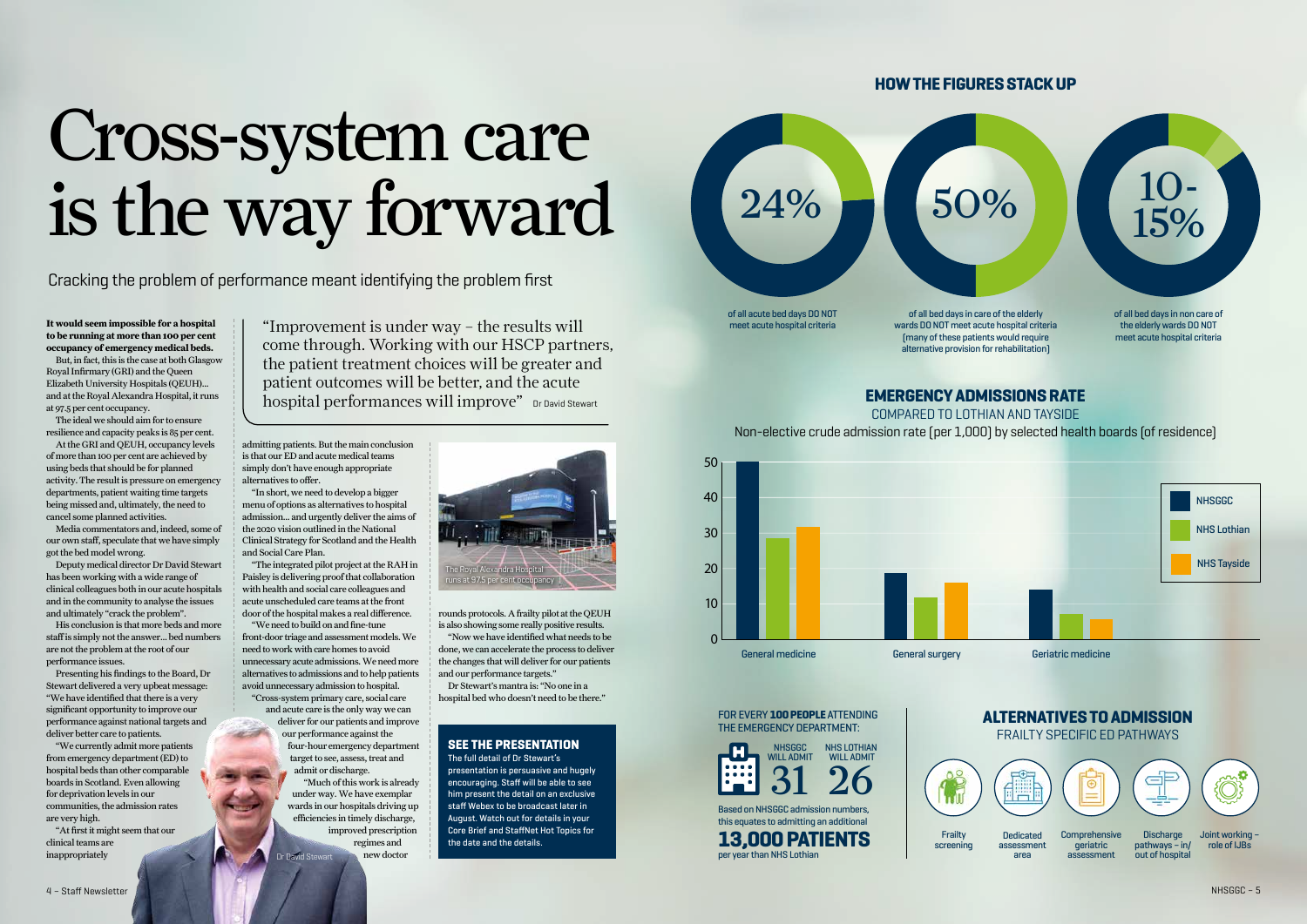# Cross-system care is the way forward

Cracking the problem of performance meant identifying the problem first

**It would seem impossible for a hospital to be running at more than 100 per cent occupancy of emergency medical beds.**

But, in fact, this is the case at both Glasgow Royal Infirmary (GRI) and the Queen Elizabeth University Hospitals (QEUH)... and at the Royal Alexandra Hospital, it runs at 97.5 per cent occupancy.

The ideal we should aim for to ensure resilience and capacity peaks is 85 per cent.

At the GRI and QEUH, occupancy levels of more than 100 per cent are achieved by using beds that should be for planned activity. The result is pressure on emergency departments, patient waiting time targets being missed and, ultimately, the need to cancel some planned activities.

Media commentators and, indeed, some of our own staff, speculate that we have simply got the bed model wrong.

Deputy medical director Dr David Stewart has been working with a wide range of clinical colleagues both in our acute hospitals and in the community to analyse the issues and ultimately "crack the problem".

His conclusion is that more beds and more staff is simply not the answer... bed numbers are not the problem at the root of our performance issues.

Presenting his findings to the Board, Dr Stewart delivered a very upbeat message: "We have identified that there is a very significant opportunity to improve our performance against national targets and deliver better care to patients.

"We currently admit more patients from emergency department (ED) to hospital beds than other comparable boards in Scotland. Even allowing for deprivation levels in our communities, the admission rates are very high.

"At first it might seem that our clinical teams are inappropriately admitting patients. But the main conclusion is that our ED and acute medical teams simply don't have enough appropriate alternatives to offer.

"In short, we need to develop a bigger menu of options as alternatives to hospital admission... and urgently deliver the aims of the 2020 vision outlined in the National Clinical Strategy for Scotland and the Health and Social Care Plan.

"The integrated pilot project at the RAH in Paisley is delivering proof that collaboration with health and social care colleagues and acute unscheduled care teams at the front door of the hospital makes a real difference.

"We need to build on and fine-tune front-door triage and assessment models. We need to work with care homes to avoid unnecessary acute admissions. We need more alternatives to admissions and to help patients avoid unnecessary admission to hospital.

"Cross-system primary care, social care and acute care is the only way we can deliver for our patients and improve our performance against the four-hour emergency department target to see, assess, treat and admit or discharge.

"Much of this work is already under way. We have exemplar wards in our hospitals driving up efficiencies in timely discharge, improved prescription regimes and new doctor rounds protocols. A frailty pilot at the QEUH is also showing some really positive results.

"Now we have identified what needs to be done, we can accelerate the process to deliver the changes that will deliver for our patients and our performance targets."

Dr Stewart's mantra is: "No one in a hospital bed who doesn't need to be there."

> "Improvement is under way – the results will come through. Working with our HSCP partners, the patient treatment choices will be greater and patient outcomes will be better, and the acute hospital performances will improve" Dr David Stewart

Dr David Stewart

The Royal Alexandra Hospital runs at 97.5 per cent occupancy

### SEE THE PRESENTATION

The full detail of Dr Stewart's presentation is persuasive and hugely encouraging. Staff will be able to see him present the detail on an exclusive staff Webex to be broadcast later in August. Watch out for details in your Core Brief and StaffNet Hot Topics for the date and the details.

## HOW THE FIGURES STACK UP

**24%** of all acute bed days DO NOT meet acute hospital criteria

**50%** of all bed days in care of the elderly wards DO NOT meet acute hospital criteria (many of these patients would require alternative provision for rehabilitation)

**10-15%** of all bed days in non care of the elderly wards DO NOT meet acute hospital criteria

## EMERGENCY ADMISSIONS RATE

COMPARED TO LOTHIAN AND TAYSIDE

Non-elective crude admission rate (per 1,000) by selected health boards (of residence)

| | NHSGGC | NHS Lothian | NHS Tayside |
|---|---|---|---|
| General medicine | 50 | 28.5 | 32 |
| General surgery | 19 | 12 | 16 |
| Geriatric medicine | 14 | 7 | 5.5 |

FOR EVERY **100 PEOPLE** ATTENDING THE EMERGENCY DEPARTMENT:

NHSGGC WILL ADMIT **31** | NHS LOTHIAN WILL ADMIT **26**

Based on NHSGGC admission numbers, this equates to admitting an additional **13,000 PATIENTS** per year than NHS Lothian

## ALTERNATIVES TO ADMISSION

FRAILTY SPECIFIC ED PATHWAYS

- Frailty screening
- Dedicated assessment area
- Comprehensive geriatric assessment
- Discharge pathways – in/out of hospital
- Joint working – role of IJBs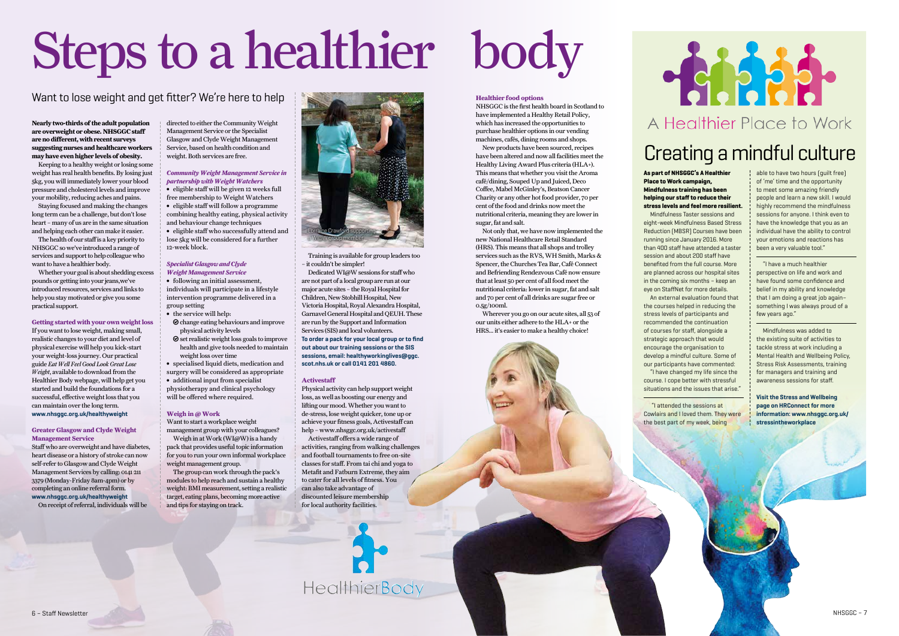# Steps to a healthier body

## Want to lose weight and get fitter? We're here to help

**Nearly two-thirds of the adult population are overweight or obese. NHSGGC staff are no different, with recent surveys suggesting nurses and healthcare workers may have even higher levels of obesity.**

Keeping to a healthy weight or losing some weight has real health benefits. By losing just 5kg, you will immediately lower your blood pressure and cholesterol levels and improve your mobility, reducing aches and pains.

Staying focused and making the changes long term can be a challenge, but don't lose heart – many of us are in the same situation and helping each other can make it easier.

The health of our staff is a key priority to NHSGGC so we've introduced a range of services and support to help colleague who want to have a healthier body.

Whether your goal is about shedding excess pounds or getting into your jeans,we've introduced resources, services and links to help you stay motivated or give you some practical support.

### Getting started with your own weight loss

If you want to lose weight, making small, realistic changes to your diet and level of physical exercise will help you kick-start your weight-loss journey. Our practical guide *Eat Well Feel Good Look Great Lose Weight*, available to download from the Healthier Body webpage, will help get you started and build the foundations for a successful, effective weight loss that you can maintain over the long term.
**www.nhsggc.org.uk/healthyweight**

### Greater Glasgow and Clyde Weight Management Service

Staff who are overweight and have diabetes, heart disease or a history of stroke can now self-refer to Glasgow and Clyde Weight Management Services by calling: 0141 211 3379 (Monday-Friday 8am-4pm) or by completing an online referral form.
**www.nhsggc.org.uk/healthyweight**

On receipt of referral, individuals will be directed to either the Community Weight Management Service or the Specialist Glasgow and Clyde Weight Management Service, based on health condition and weight. Both services are free.

### *Community Weight Management Service in partnership with Weight Watchers*

- eligible staff will be given 12 weeks full free membership to Weight Watchers
- eligible staff will follow a programme combining healthy eating, physical activity and behaviour change techniques
- eligible staff who successfully attend and lose 5kg will be considered for a further 12-week block.

### *Specialist Glasgow and Clyde Weight Management Service*

- following an initial assessment, individuals will participate in a lifestyle intervention programme delivered in a group setting
- the service will help:
  - change eating behaviours and improve physical activity levels
  - set realistic weight loss goals to improve health and give tools needed to maintain weight loss over time
- specialised liquid diets, medication and surgery will be considered as appropriate
- additional input from specialist physiotherapy and clinical psychology will be offered where required.

### Weigh in @ Work

Want to start a workplace weight management group with your colleagues?

Weigh in at Work (WI@W) is a handy pack that provides useful topic information for you to run your own informal workplace weight management group.

The group can work through the pack's modules to help reach and sustain a healthy weight: BMI measurement, setting a realistic target, eating plans, becoming more active and tips for staying on track.

Lorraine Crawford supporting a WI@W group member

Training is available for group leaders too – it couldn't be simpler!

Dedicated WI@W sessions for staff who are not part of a local group are run at our major acute sites – the Royal Hospital for Children, New Stobhill Hospital, New Victoria Hospital, Royal Alexandra Hospital, Garnavel General Hospital and QEUH. These are run by the Support and Information Services (SIS) and local volunteers.

**To order a pack for your local group or to find out about our training sessions or the SIS sessions, email: healthyworkinglives@ggc.scot.nhs.uk or call 0141 201 4860.**

### Activestaff

Physical activity can help support weight loss, as well as boosting our energy and lifting our mood. Whether you want to de-stress, lose weight quicker, tone up or achieve your fitness goals, Activestaff can help – www.nhsggc.org.uk/activestaff

Activestaff offers a wide range of activities, ranging from walking challenges and football tournaments to free on-site classes for staff. From tai chi and yoga to Metafit and Fatburn Extreme, they aim to cater for all levels of fitness. You can also take advantage of discounted leisure membership for local authority facilities.

### Healthier food options

NHSGGC is the first health board in Scotland to have implemented a Healthy Retail Policy, which has increased the opportunities to purchase healthier options in our vending machines, cafés, dining rooms and shops.

New products have been sourced, recipes have been altered and now all facilities meet the Healthy Living Award Plus criteria (HLA+). This means that whether you visit the Aroma café/dining, Souped Up and Juiced, Deco Coffee, Mabel McGinley's, Beatson Cancer Charity or any other hot food provider, 70 per cent of the food and drinks now meet the nutritional criteria, meaning they are lower in sugar, fat and salt.

Not only that, we have now implemented the new National Healthcare Retail Standard (HRS). This means that all shops and trolley services such as the RVS, WH Smith, Marks & Spencer, the Churches Tea Bar, Café Connect and Befriending Rendezvous Café now ensure that at least 50 per cent of all food meet the nutritional criteria: lower in sugar, fat and salt and 70 per cent of all drinks are sugar free or 0.5g/100ml.

Wherever you go on our acute sites, all 53 of our units either adhere to the HLA+ or the HRS... it's easier to make a healthy choice!

HealthierBody

A Healthier Place to Work

# Creating a mindful culture

**As part of NHSGGC's A Healthier Place to Work campaign, Mindfulness training has been helping our staff to reduce their stress levels and feel more resilient.**

Mindfulness Taster sessions and eight-week Mindfulness Based Stress Reduction (MBSR) Courses have been running since January 2016. More than 400 staff have attended a taster session and about 200 staff have benefited from the full course. More are planned across our hospital sites in the coming six months – keep an eye on StaffNet for more details.

An external evaluation found that the courses helped in reducing the stress levels of participants and recommended the continuation of courses for staff, alongside a strategic approach that would encourage the organisation to develop a mindful culture. Some of our participants have commented:

"I have changed my life since the course. I cope better with stressful situations and the issues that arise."

"I attended the sessions at Cowlairs and I loved them. They were the best part of my week, being able to have two hours (guilt free) of 'me' time and the opportunity to meet some amazing friendly people and learn a new skill. I would highly recommend the mindfulness sessions for anyone. I think even to have the knowledge that you as an individual have the ability to control your emotions and reactions has been a very valuable tool."

"I have a much healthier perspective on life and work and have found some confidence and belief in my ability and knowledge that I am doing a great job again– something I was always proud of a few years ago."

Mindfulness was added to the existing suite of activities to tackle stress at work including a Mental Health and Wellbeing Policy, Stress Risk Assessments, training for managers and training and awareness sessions for staff.

**Visit the Stress and Wellbeing page on HRConnect for more information: www.nhsggc.org.uk/stressintheworkplace**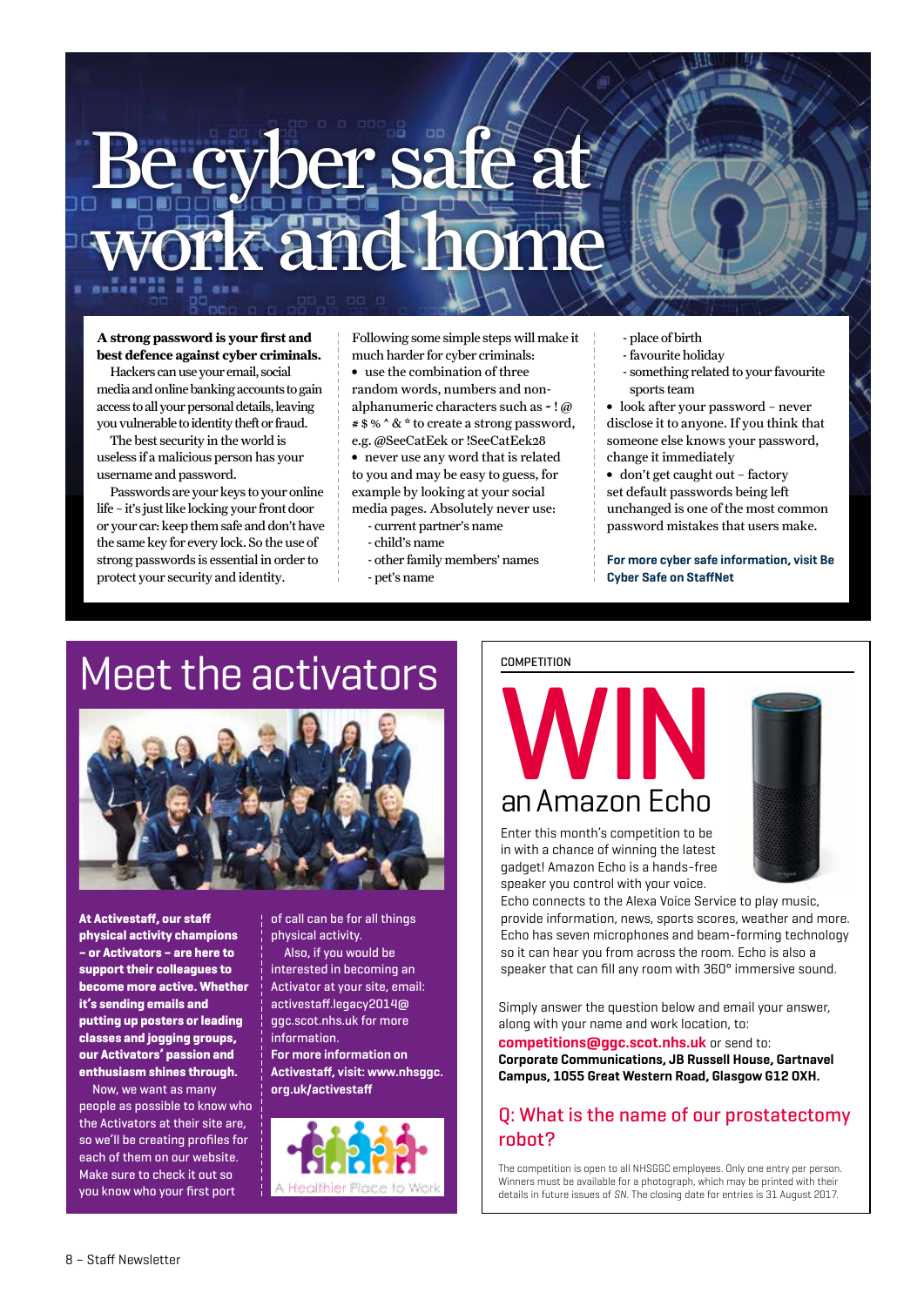# Be cyber safe at work and home

**A strong password is your first and best defence against cyber criminals.**

Hackers can use your email, social media and online banking accounts to gain access to all your personal details, leaving you vulnerable to identity theft or fraud.

The best security in the world is useless if a malicious person has your username and password.

Passwords are your keys to your online life – it's just like locking your front door or your car: keep them safe and don't have the same key for every lock. So the use of strong passwords is essential in order to protect your security and identity.

Following some simple steps will make it much harder for cyber criminals:

- use the combination of three random words, numbers and non-alphanumeric characters such as ~ ! @ # $ % ^ & * to create a strong password, e.g. @SeeCatEek or !SeeCatEek28
- never use any word that is related to you and may be easy to guess, for example by looking at your social media pages. Absolutely never use:
  - current partner's name
  - child's name
  - other family members' names
  - pet's name
  - place of birth
  - favourite holiday
  - something related to your favourite sports team
- look after your password – never disclose it to anyone. If you think that someone else knows your password, change it immediately
- don't get caught out – factory set default passwords being left unchanged is one of the most common password mistakes that users make.

**For more cyber safe information, visit Be Cyber Safe on StaffNet**

# Meet the activators

**At Activestaff, our staff physical activity champions – or Activators – are here to support their colleagues to become more active. Whether it's sending emails and putting up posters or leading classes and jogging groups, our Activators' passion and enthusiasm shines through.**

Now, we want as many people as possible to know who the Activators at their site are, so we'll be creating profiles for each of them on our website. Make sure to check it out so you know who your first port of call can be for all things physical activity.

Also, if you would be interested in becoming an Activator at your site, email: activestaff.legacy2014@ggc.scot.nhs.uk for more information.

**For more information on Activestaff, visit: www.nhsggc.org.uk/activestaff**

A Healthier Place to Work

COMPETITION

# WIN an Amazon Echo

Enter this month's competition to be in with a chance of winning the latest gadget! Amazon Echo is a hands-free speaker you control with your voice. Echo connects to the Alexa Voice Service to play music, provide information, news, sports scores, weather and more. Echo has seven microphones and beam-forming technology so it can hear you from across the room. Echo is also a speaker that can fill any room with 360° immersive sound.

Simply answer the question below and email your answer, along with your name and work location, to: **competitions@ggc.scot.nhs.uk** or send to: **Corporate Communications, JB Russell House, Gartnavel Campus, 1055 Great Western Road, Glasgow G12 0XH.**

## Q: What is the name of our prostatectomy robot?

The competition is open to all NHSGGC employees. Only one entry per person. Winners must be available for a photograph, which may be printed with their details in future issues of *SN*. The closing date for entries is 31 August 2017.